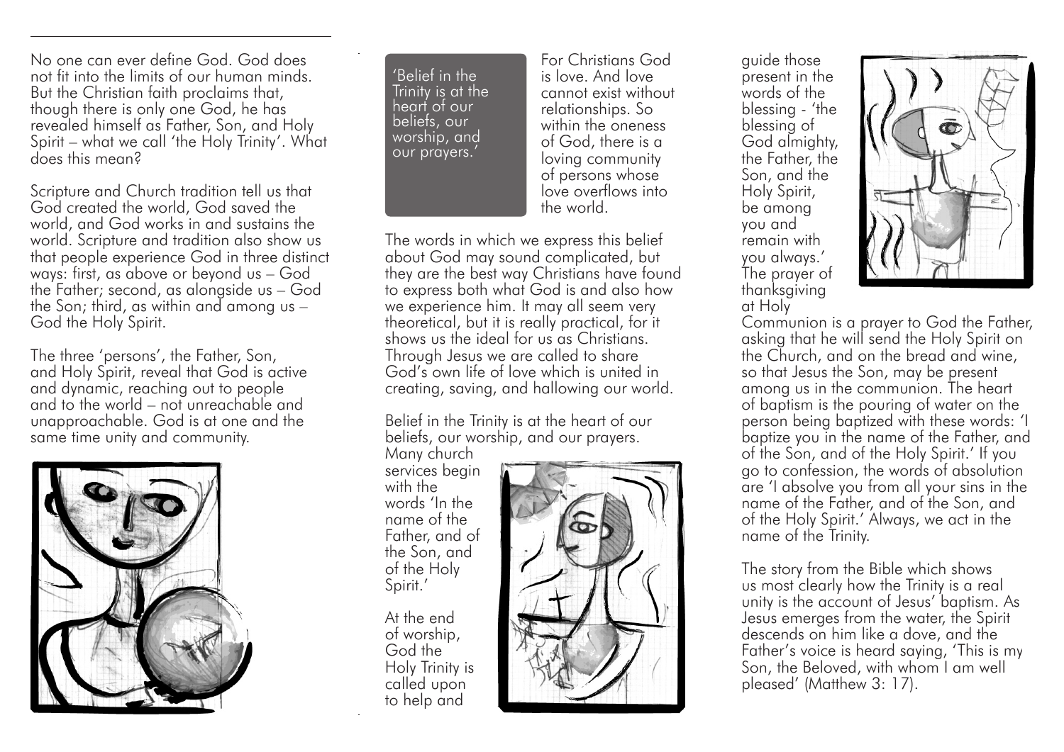No one can ever define God. God does not fit into the limits of our human minds. But the Christian faith proclaims that, though there is only one God, he has revealed himself as Father, Son, and Holy Spirit – what we call 'the Holy Trinity'. What does this mean?

Scripture and Church tradition tell us that God created the world, God saved the world, and God works in and sustains the world. Scripture and tradition also show us that people experience God in three distinct ways: first, as above or beyond us – God the Father; second, as alongside us – God the Son; third, as within and among us – God the Holy Spirit.

The three 'persons', the Father, Son, and Holy Spirit, reveal that God is active and dynamic, reaching out to people and to the world – not unreachable and unapproachable. God is at one and the same time unity and community.

> 'Belief in the Trinity is at the heart of our beliefs, our worship, and our prayers.'

For Christians God is love. And love cannot exist without relationships. So within the oneness of God, there is a loving community of persons whose love overflows into the world.

The words in which we express this belief about God may sound complicated, but they are the best way Christians have found to express both what God is and also how we experience him. It may all seem very theoretical, but it is really practical, for it shows us the ideal for us as Christians. Through Jesus we are called to share God's own life of love which is united in creating, saving, and hallowing our world.

Belief in the Trinity is at the heart of our beliefs, our worship, and our prayers. Many church services begin with the words 'In the name of the Father, and of the Son, and of the Holy Spirit.'

At the end of worship, God the Holy Trinity is called upon to help and guide those present in the words of the blessing - 'the blessing of God almighty, the Father, the Son, and the Holy Spirit, be among you and remain with you always.' The prayer of thanksgiving at Holy Communion is a prayer to God the Father, asking that he will send the Holy Spirit on the Church, and on the bread and wine, so that Jesus the Son, may be present among us in the communion. The heart of baptism is the pouring of water on the person being baptized with these words: 'I baptize you in the name of the Father, and of the Son, and of the Holy Spirit.' If you go to confession, the words of absolution are 'I absolve you from all your sins in the name of the Father, and of the Son, and of the Holy Spirit.' Always, we act in the name of the Trinity.

The story from the Bible which shows us most clearly how the Trinity is a real unity is the account of Jesus' baptism. As Jesus emerges from the water, the Spirit descends on him like a dove, and the Father's voice is heard saying, 'This is my Son, the Beloved, with whom I am well pleased' (Matthew 3: 17).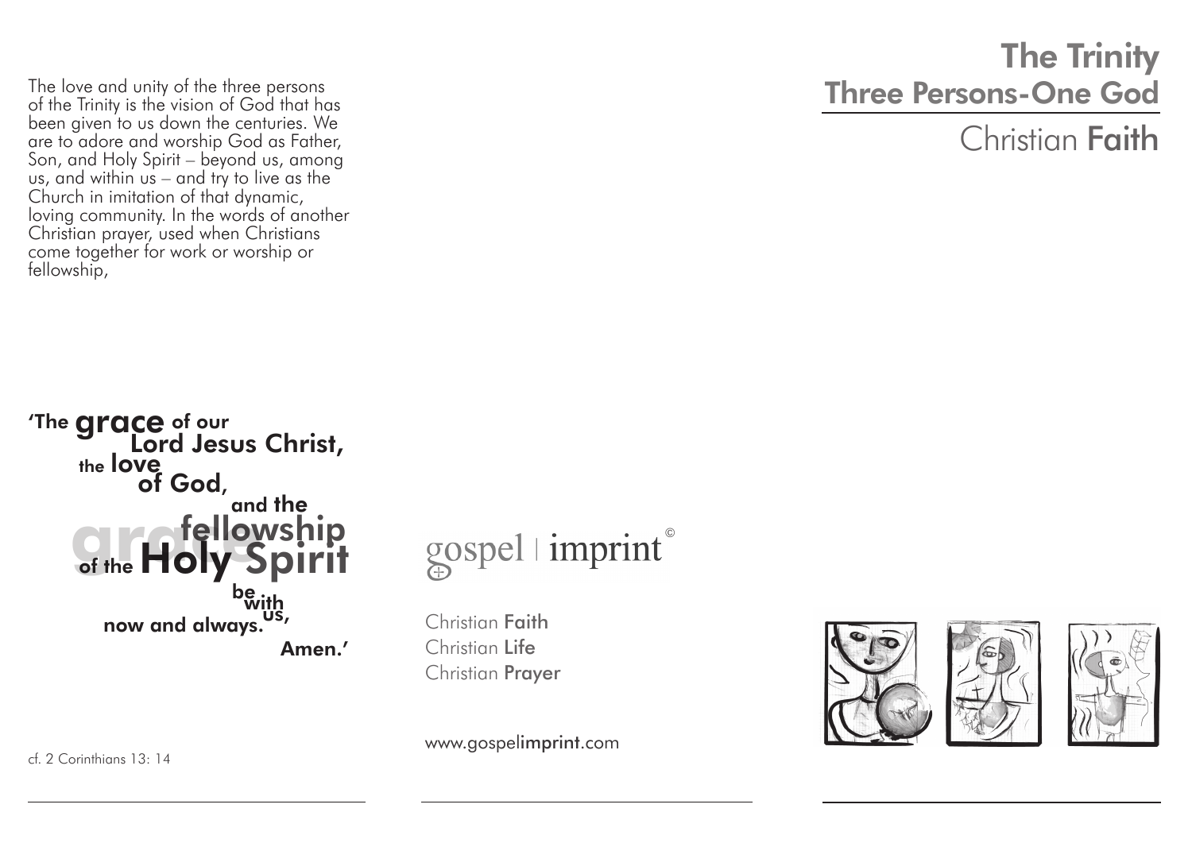The love and unity of the three persons of the Trinity is the vision of God that has been given to us down the centuries. We are to adore and worship God as Father, Son, and Holy Spirit – beyond us, among us, and within us – and try to live as the Church in imitation of that dynamic, loving community. In the words of another Christian prayer, used when Christians come together for work or worship or fellowship,

**'The grace of our Lord Jesus Christ, the love of God, and the fellowship of the Holy Spirit be with us, now and always. Amen.'**

cf. 2 Corinthians 13: 14

gospel | imprint©

Christian **Faith**
Christian **Life**
Christian **Prayer**

www.gospel**imprint**.com

# The Trinity

## Three Persons-One God

Christian **Faith**